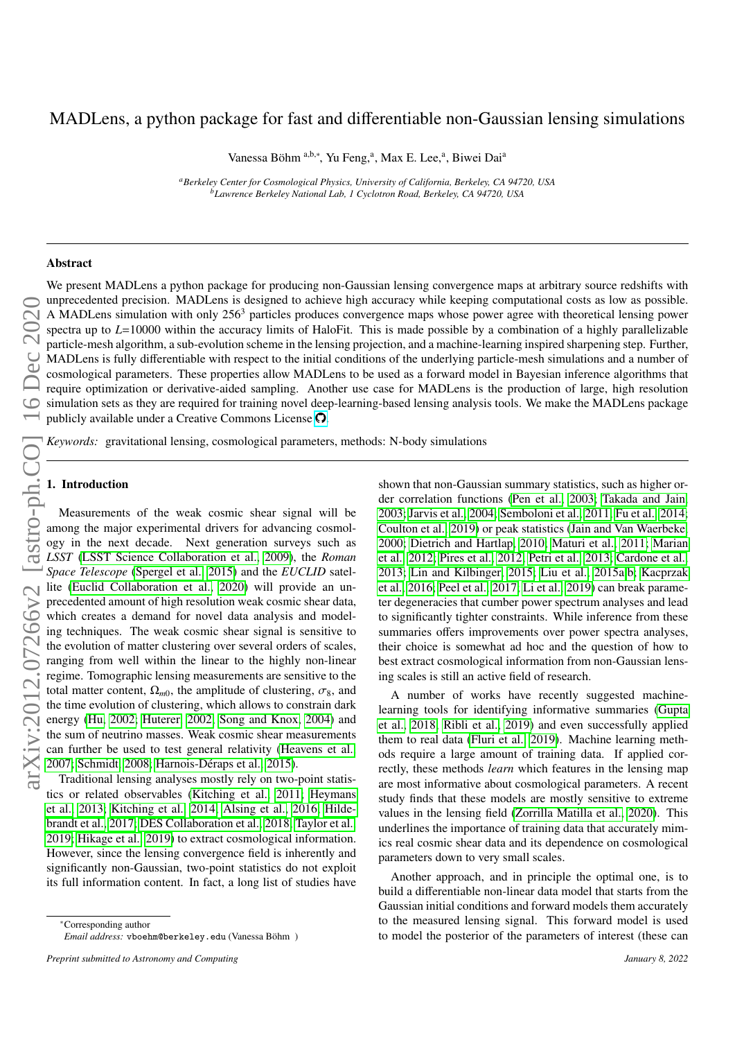# MADLens, a python package for fast and differentiable non-Gaussian lensing simulations

Vanessa Böhm [a,b,*], Yu Feng,[a], Max E. Lee,[a], Biwei Dai[a]

[a] *Berkeley Center for Cosmological Physics, University of California, Berkeley, CA 94720, USA*
[b] *Lawrence Berkeley National Lab, 1 Cyclotron Road, Berkeley, CA 94720, USA*

---

### Abstract

We present MADLens a python package for producing non-Gaussian lensing convergence maps at arbitrary source redshifts with unprecedented precision. MADLens is designed to achieve high accuracy while keeping computational costs as low as possible. A MADLens simulation with only $256^3$ particles produces convergence maps whose power agree with theoretical lensing power spectra up to $L$=10000 within the accuracy limits of HaloFit. This is made possible by a combination of a highly parallelizable particle-mesh algorithm, a sub-evolution scheme in the lensing projection, and a machine-learning inspired sharpening step. Further, MADLens is fully differentiable with respect to the initial conditions of the underlying particle-mesh simulations and a number of cosmological parameters. These properties allow MADLens to be used as a forward model in Bayesian inference algorithms that require optimization or derivative-aided sampling. Another use case for MADLens is the production of large, high resolution simulation sets as they are required for training novel deep-learning-based lensing analysis tools. We make the MADLens package publicly available under a Creative Commons License.

*Keywords:* gravitational lensing, cosmological parameters, methods: N-body simulations

---

## 1. Introduction

Measurements of the weak cosmic shear signal will be among the major experimental drivers for advancing cosmology in the next decade. Next generation surveys such as *LSST* (LSST Science Collaboration et al., 2009), the *Roman Space Telescope* (Spergel et al., 2015) and the *EUCLID* satellite (Euclid Collaboration et al., 2020) will provide an unprecedented amount of high resolution weak cosmic shear data, which creates a demand for novel data analysis and modeling techniques. The weak cosmic shear signal is sensitive to the evolution of matter clustering over several orders of scales, ranging from well within the linear to the highly non-linear regime. Tomographic lensing measurements are sensitive to the total matter content, $\Omega_{m0}$, the amplitude of clustering, $\sigma_8$, and the time evolution of clustering, which allows to constrain dark energy (Hu, 2002; Huterer, 2002; Song and Knox, 2004) and the sum of neutrino masses. Weak cosmic shear measurements can further be used to test general relativity (Heavens et al., 2007; Schmidt, 2008; Harnois-Déraps et al., 2015).

Traditional lensing analyses mostly rely on two-point statistics or related observables (Kitching et al., 2011; Heymans et al., 2013; Kitching et al., 2014; Alsing et al., 2016; Hildebrandt et al., 2017; DES Collaboration et al., 2018; Taylor et al., 2019; Hikage et al., 2019) to extract cosmological information. However, since the lensing convergence field is inherently and significantly non-Gaussian, two-point statistics do not exploit its full information content. In fact, a long list of studies have shown that non-Gaussian summary statistics, such as higher order correlation functions (Pen et al., 2003; Takada and Jain, 2003; Jarvis et al., 2004; Semboloni et al., 2011; Fu et al., 2014; Coulton et al., 2019) or peak statistics (Jain and Van Waerbeke, 2000; Dietrich and Hartlap, 2010; Maturi et al., 2011; Marian et al., 2012; Pires et al., 2012; Petri et al., 2013; Cardone et al., 2013; Lin and Kilbinger, 2015; Liu et al., 2015a,b; Kacprzak et al., 2016; Peel et al., 2017; Li et al., 2019) can break parameter degeneracies that cumber power spectrum analyses and lead to significantly tighter constraints. While inference from these summaries offers improvements over power spectra analyses, their choice is somewhat ad hoc and the question of how to best extract cosmological information from non-Gaussian lensing scales is still an active field of research.

A number of works have recently suggested machine-learning tools for identifying informative summaries (Gupta et al., 2018; Ribli et al., 2019) and even successfully applied them to real data (Fluri et al., 2019). Machine learning methods require a large amount of training data. If applied correctly, these methods *learn* which features in the lensing map are most informative about cosmological parameters. A recent study finds that these models are mostly sensitive to extreme values in the lensing field (Zorrilla Matilla et al., 2020). This underlines the importance of training data that accurately mimics real cosmic shear data and its dependence on cosmological parameters down to very small scales.

Another approach, and in principle the optimal one, is to build a differentiable non-linear data model that starts from the Gaussian initial conditions and forward models them accurately to the measured lensing signal. This forward model is used to model the posterior of the parameters of interest (these can

---

*Corresponding author
*Email address:* vboehm@berkeley.edu (Vanessa Böhm )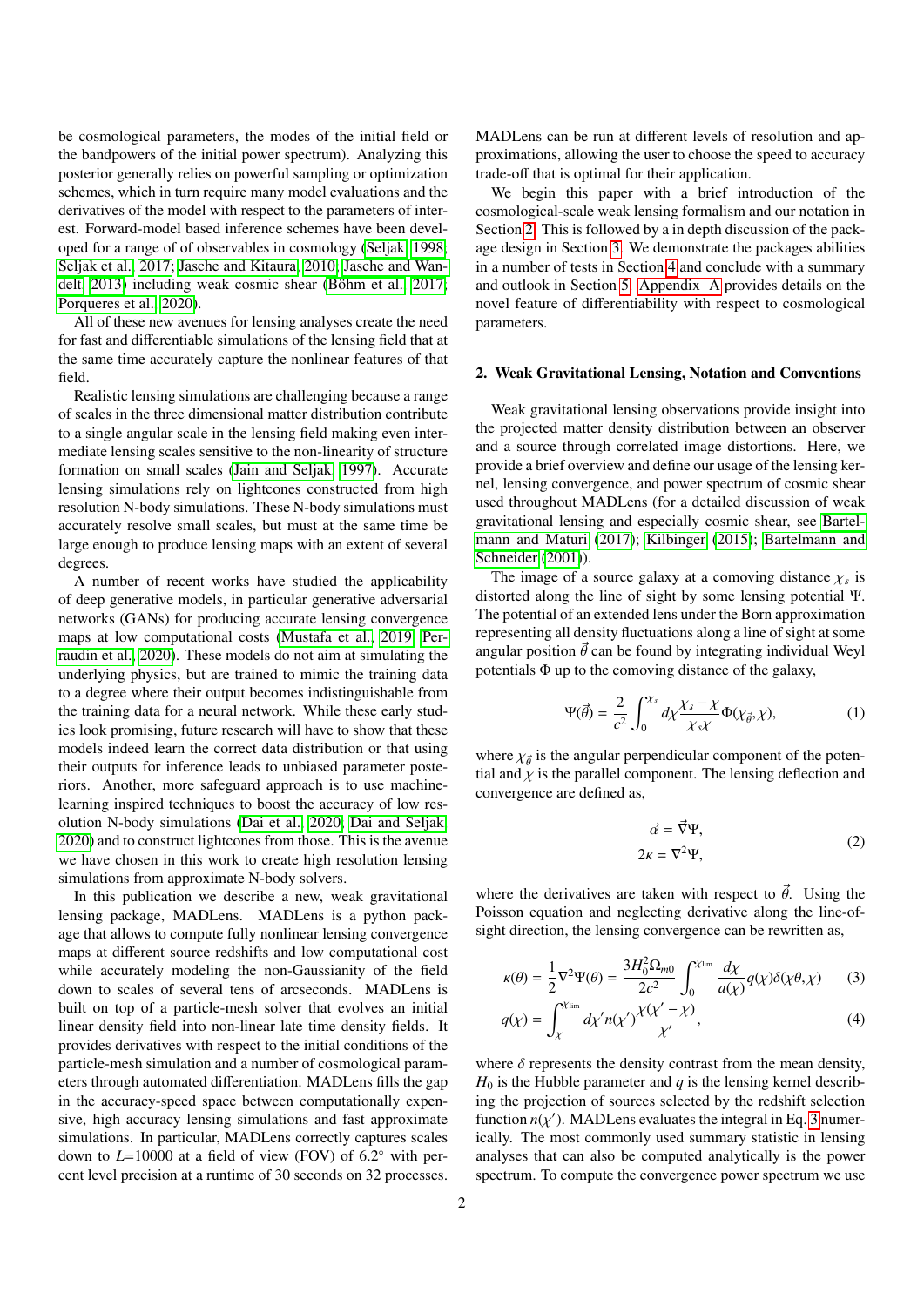be cosmological parameters, the modes of the initial field or the bandpowers of the initial power spectrum). Analyzing this posterior generally relies on powerful sampling or optimization schemes, which in turn require many model evaluations and the derivatives of the model with respect to the parameters of interest. Forward-model based inference schemes have been developed for a range of of observables in cosmology (Seljak 1998; Seljak et al. 2017; Jasche and Kitaura 2010; Jasche and Wandelt 2013) including weak cosmic shear (Böhm et al. 2017; Porqueres et al. 2020).

All of these new avenues for lensing analyses create the need for fast and differentiable simulations of the lensing field that at the same time accurately capture the nonlinear features of that field.

Realistic lensing simulations are challenging because a range of scales in the three dimensional matter distribution contribute to a single angular scale in the lensing field making even intermediate lensing scales sensitive to the non-linearity of structure formation on small scales (Jain and Seljak 1997). Accurate lensing simulations rely on lightcones constructed from high resolution N-body simulations. These N-body simulations must accurately resolve small scales, but must at the same time be large enough to produce lensing maps with an extent of several degrees.

A number of recent works have studied the applicability of deep generative models, in particular generative adversarial networks (GANs) for producing accurate lensing convergence maps at low computational costs (Mustafa et al. 2019; Perraudin et al. 2020). These models do not aim at simulating the underlying physics, but are trained to mimic the training data to a degree where their output becomes indistinguishable from the training data for a neural network. While these early studies look promising, future research will have to show that these models indeed learn the correct data distribution or that using their outputs for inference leads to unbiased parameter posteriors. Another, more safeguard approach is to use machine-learning inspired techniques to boost the accuracy of low resolution N-body simulations (Dai et al. 2020; Dai and Seljak 2020) and to construct lightcones from those. This is the avenue we have chosen in this work to create high resolution lensing simulations from approximate N-body solvers.

In this publication we describe a new, weak gravitational lensing package, MADLens. MADLens is a python package that allows to compute fully nonlinear lensing convergence maps at different source redshifts and low computational cost while accurately modeling the non-Gaussianity of the field down to scales of several tens of arcseconds. MADLens is built on top of a particle-mesh solver that evolves an initial linear density field into non-linear late time density fields. It provides derivatives with respect to the initial conditions of the particle-mesh simulation and a number of cosmological parameters through automated differentiation. MADLens fills the gap in the accuracy-speed space between computationally expensive, high accuracy lensing simulations and fast approximate simulations. In particular, MADLens correctly captures scales down to $L$=10000 at a field of view (FOV) of 6.2° with percent level precision at a runtime of 30 seconds on 32 processes. MADLens can be run at different levels of resolution and approximations, allowing the user to choose the speed to accuracy trade-off that is optimal for their application.

We begin this paper with a brief introduction of the cosmological-scale weak lensing formalism and our notation in Section 2. This is followed by a in depth discussion of the package design in Section 3. We demonstrate the packages abilities in a number of tests in Section 4 and conclude with a summary and outlook in Section 5. Appendix A provides details on the novel feature of differentiability with respect to cosmological parameters.

## 2. Weak Gravitational Lensing, Notation and Conventions

Weak gravitational lensing observations provide insight into the projected matter density distribution between an observer and a source through correlated image distortions. Here, we provide a brief overview and define our usage of the lensing kernel, lensing convergence, and power spectrum of cosmic shear used throughout MADLens (for a detailed discussion of weak gravitational lensing and especially cosmic shear, see Bartelmann and Maturi (2017); Kilbinger (2015); Bartelmann and Schneider (2001)).

The image of a source galaxy at a comoving distance $\chi_s$ is distorted along the line of sight by some lensing potential $\Psi$. The potential of an extended lens under the Born approximation representing all density fluctuations along a line of sight at some angular position $\vec{\theta}$ can be found by integrating individual Weyl potentials $\Phi$ up to the comoving distance of the galaxy,

$$\Psi(\vec{\theta}) = \frac{2}{c^2} \int_0^{\chi_s} d\chi \frac{\chi_s - \chi}{\chi_s \chi} \Phi(\chi_{\vec{\theta}}, \chi), \tag{1}$$

where $\chi_{\vec{\theta}}$ is the angular perpendicular component of the potential and $\chi$ is the parallel component. The lensing deflection and convergence are defined as,

$$\begin{aligned} \vec{\alpha} &= \vec{\nabla}\Psi, \\ 2\kappa &= \nabla^2\Psi, \end{aligned} \tag{2}$$

where the derivatives are taken with respect to $\vec{\theta}$. Using the Poisson equation and neglecting derivative along the line-of-sight direction, the lensing convergence can be rewritten as,

$$\kappa(\theta) = \frac{1}{2}\nabla^2\Psi(\theta) = \frac{3H_0^2\Omega_{m0}}{2c^2} \int_0^{\chi_{\lim}} \frac{d\chi}{a(\chi)} q(\chi)\delta(\chi\theta, \chi) \tag{3}$$

$$q(\chi) = \int_{\chi}^{\chi_{\lim}} d\chi' n(\chi') \frac{\chi(\chi' - \chi)}{\chi'}, \tag{4}$$

where $\delta$ represents the density contrast from the mean density, $H_0$ is the Hubble parameter and $q$ is the lensing kernel describing the projection of sources selected by the redshift selection function $n(\chi')$. MADLens evaluates the integral in Eq. 3 numerically. The most commonly used summary statistic in lensing analyses that can also be computed analytically is the power spectrum. To compute the convergence power spectrum we use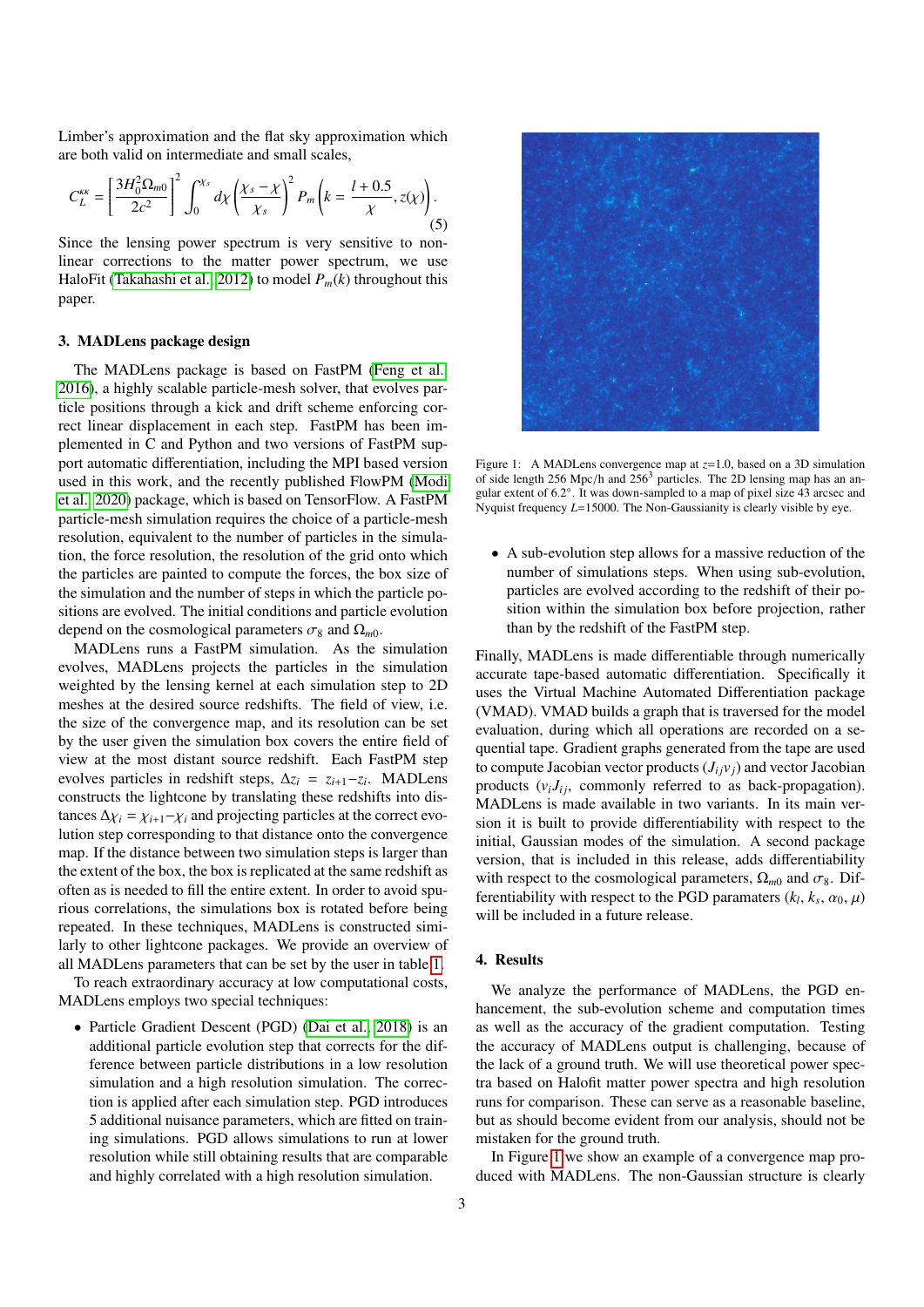Limber's approximation and the flat sky approximation which are both valid on intermediate and small scales,

$$C_L^{\kappa\kappa} = \left[\frac{3H_0^2\Omega_{m0}}{2c^2}\right]^2 \int_0^{\chi_s} d\chi \left(\frac{\chi_s - \chi}{\chi_s}\right)^2 P_m\left(k = \frac{l+0.5}{\chi}, z(\chi)\right). \tag{5}$$

Since the lensing power spectrum is very sensitive to non-linear corrections to the matter power spectrum, we use HaloFit (Takahashi et al., 2012) to model $P_m(k)$ throughout this paper.

## 3. MADLens package design

The MADLens package is based on FastPM (Feng et al., 2016), a highly scalable particle-mesh solver, that evolves particle positions through a kick and drift scheme enforcing correct linear displacement in each step. FastPM has been implemented in C and Python and two versions of FastPM support automatic differentiation, including the MPI based version used in this work, and the recently published FlowPM (Modi et al., 2020) package, which is based on TensorFlow. A FastPM particle-mesh simulation requires the choice of a particle-mesh resolution, equivalent to the number of particles in the simulation, the force resolution, the resolution of the grid onto which the particles are painted to compute the forces, the box size of the simulation and the number of steps in which the particle positions are evolved. The initial conditions and particle evolution depend on the cosmological parameters $\sigma_8$ and $\Omega_{m0}$.

MADLens runs a FastPM simulation. As the simulation evolves, MADLens projects the particles in the simulation weighted by the lensing kernel at each simulation step to 2D meshes at the desired source redshifts. The field of view, i.e. the size of the convergence map, and its resolution can be set by the user given the simulation box covers the entire field of view at the most distant source redshift. Each FastPM step evolves particles in redshift steps, $\Delta z_i = z_{i+1} - z_i$. MADLens constructs the lightcone by translating these redshifts into distances $\Delta\chi_i = \chi_{i+1} - \chi_i$ and projecting particles at the correct evolution step corresponding to that distance onto the convergence map. If the distance between two simulation steps is larger than the extent of the box, the box is replicated at the same redshift as often as is needed to fill the entire extent. In order to avoid spurious correlations, the simulations box is rotated before being repeated. In these techniques, MADLens is constructed similarly to other lightcone packages. We provide an overview of all MADLens parameters that can be set by the user in table 1.

To reach extraordinary accuracy at low computational costs, MADLens employs two special techniques:

- Particle Gradient Descent (PGD) (Dai et al., 2018) is an additional particle evolution step that corrects for the difference between particle distributions in a low resolution simulation and a high resolution simulation. The correction is applied after each simulation step. PGD introduces 5 additional nuisance parameters, which are fitted on training simulations. PGD allows simulations to run at lower resolution while still obtaining results that are comparable and highly correlated with a high resolution simulation.
- A sub-evolution step allows for a massive reduction of the number of simulations steps. When using sub-evolution, particles are evolved according to the redshift of their position within the simulation box before projection, rather than by the redshift of the FastPM step.

Figure 1: A MADLens convergence map at $z$=1.0, based on a 3D simulation of side length 256 Mpc/h and $256^3$ particles. The 2D lensing map has an angular extent of 6.2°. It was down-sampled to a map of pixel size 43 arcsec and Nyquist frequency $L$=15000. The Non-Gaussianity is clearly visible by eye.

Finally, MADLens is made differentiable through numerically accurate tape-based automatic differentiation. Specifically it uses the Virtual Machine Automated Differentiation package (VMAD). VMAD builds a graph that is traversed for the model evaluation, during which all operations are recorded on a sequential tape. Gradient graphs generated from the tape are used to compute Jacobian vector products ($J_{ij}v_j$) and vector Jacobian products ($v_iJ_{ij}$, commonly referred to as back-propagation). MADLens is made available in two variants. In its main version it is built to provide differentiability with respect to the initial, Gaussian modes of the simulation. A second package version, that is included in this release, adds differentiability with respect to the cosmological parameters, $\Omega_{m0}$ and $\sigma_8$. Differentiability with respect to the PGD paramaters ($k_l$, $k_s$, $\alpha_0$, $\mu$) will be included in a future release.

## 4. Results

We analyze the performance of MADLens, the PGD enhancement, the sub-evolution scheme and computation times as well as the accuracy of the gradient computation. Testing the accuracy of MADLens output is challenging, because of the lack of a ground truth. We will use theoretical power spectra based on Halofit matter power spectra and high resolution runs for comparison. These can serve as a reasonable baseline, but as should become evident from our analysis, should not be mistaken for the ground truth.

In Figure 1 we show an example of a convergence map produced with MADLens. The non-Gaussian structure is clearly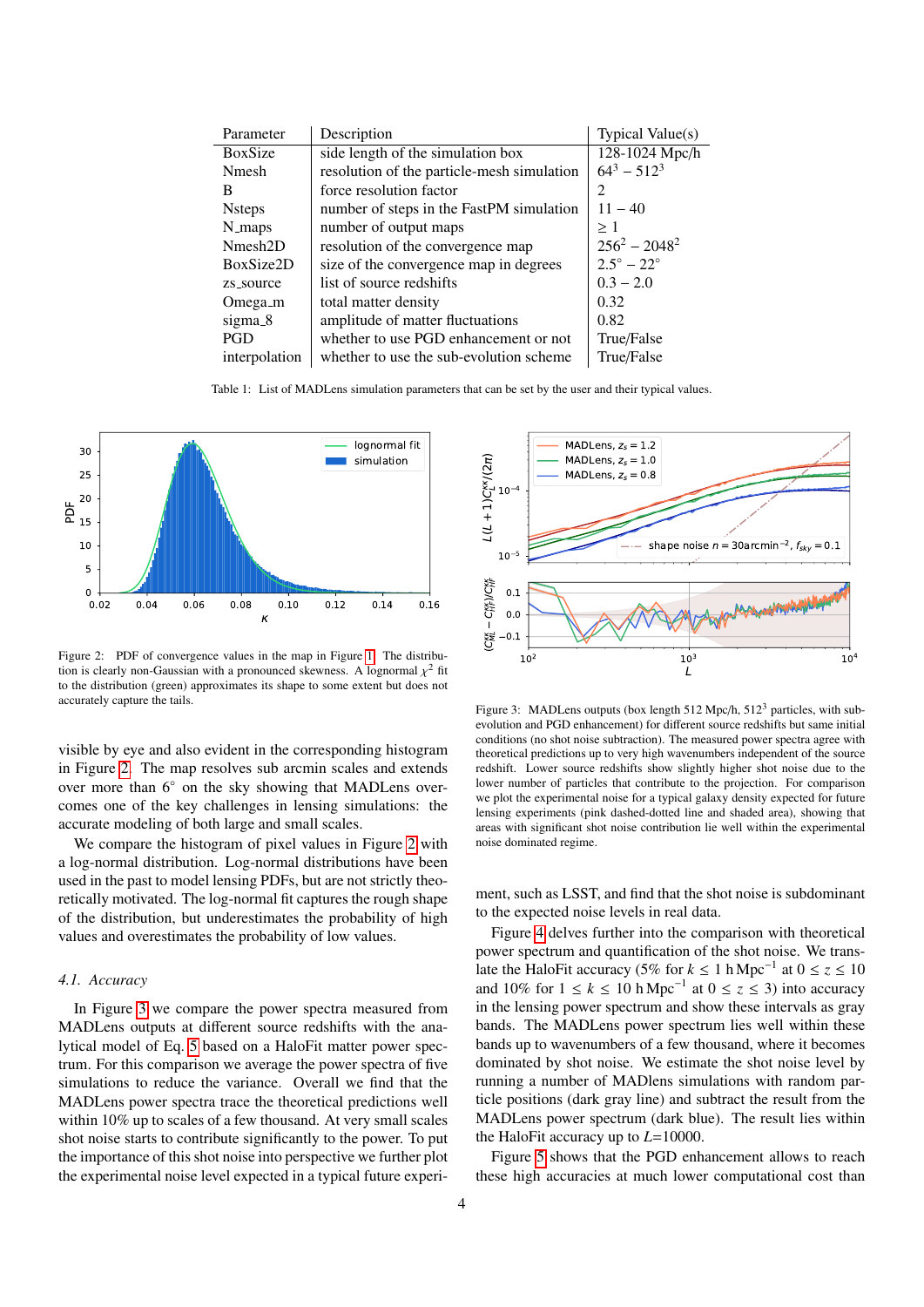| Parameter | Description | Typical Value(s) |
| --- | --- | --- |
| BoxSize | side length of the simulation box | 128-1024 Mpc/h |
| Nmesh | resolution of the particle-mesh simulation | $64^3 - 512^3$ |
| B | force resolution factor | 2 |
| Nsteps | number of steps in the FastPM simulation | 11 – 40 |
| N_maps | number of output maps | $\geq 1$ |
| Nmesh2D | resolution of the convergence map | $256^2 - 2048^2$ |
| BoxSize2D | size of the convergence map in degrees | $2.5^\circ - 22^\circ$ |
| zs_source | list of source redshifts | 0.3 – 2.0 |
| Omega_m | total matter density | 0.32 |
| sigma_8 | amplitude of matter fluctuations | 0.82 |
| PGD | whether to use PGD enhancement or not | True/False |
| interpolation | whether to use the sub-evolution scheme | True/False |

Table 1: List of MADLens simulation parameters that can be set by the user and their typical values.

Figure 2: PDF of convergence values in the map in Figure 1. The distribution is clearly non-Gaussian with a pronounced skewness. A lognormal $\chi^2$ fit to the distribution (green) approximates its shape to some extent but does not accurately capture the tails.

visible by eye and also evident in the corresponding histogram in Figure 2. The map resolves sub arcmin scales and extends over more than 6° on the sky showing that MADLens overcomes one of the key challenges in lensing simulations: the accurate modeling of both large and small scales.

We compare the histogram of pixel values in Figure 2 with a log-normal distribution. Log-normal distributions have been used in the past to model lensing PDFs, but are not strictly theoretically motivated. The log-normal fit captures the rough shape of the distribution, but underestimates the probability of high values and overestimates the probability of low values.

### 4.1. Accuracy

In Figure 3 we compare the power spectra measured from MADLens outputs at different source redshifts with the analytical model of Eq. 5 based on a HaloFit matter power spectrum. For this comparison we average the power spectra of five simulations to reduce the variance. Overall we find that the MADLens power spectra trace the theoretical predictions well within 10% up to scales of a few thousand. At very small scales shot noise starts to contribute significantly to the power. To put the importance of this shot noise into perspective we further plot the experimental noise level expected in a typical future experiment, such as LSST, and find that the shot noise is subdominant to the expected noise levels in real data.

Figure 3: MADLens outputs (box length 512 Mpc/h, $512^3$ particles, with sub-evolution and PGD enhancement) for different source redshifts but same initial conditions (no shot noise subtraction). The measured power spectra agree with theoretical predictions up to very high wavenumbers independent of the source redshift. Lower source redshifts show slightly higher shot noise due to the lower number of particles that contribute to the projection. For comparison we plot the experimental noise for a typical galaxy density expected for future lensing experiments (pink dashed-dotted line and shaded area), showing that areas with significant shot noise contribution lie well within the experimental noise dominated regime.

Figure 4 delves further into the comparison with theoretical power spectrum and quantification of the shot noise. We translate the HaloFit accuracy (5% for $k \leq 1$ h Mpc$^{-1}$ at $0 \leq z \leq 10$ and 10% for $1 \leq k \leq 10$ h Mpc$^{-1}$ at $0 \leq z \leq 3$) into accuracy in the lensing power spectrum and show these intervals as gray bands. The MADLens power spectrum lies well within these bands up to wavenumbers of a few thousand, where it becomes dominated by shot noise. We estimate the shot noise level by running a number of MADlens simulations with random particle positions (dark gray line) and subtract the result from the MADLens power spectrum (dark blue). The result lies within the HaloFit accuracy up to $L$=10000.

Figure 5 shows that the PGD enhancement allows to reach these high accuracies at much lower computational cost than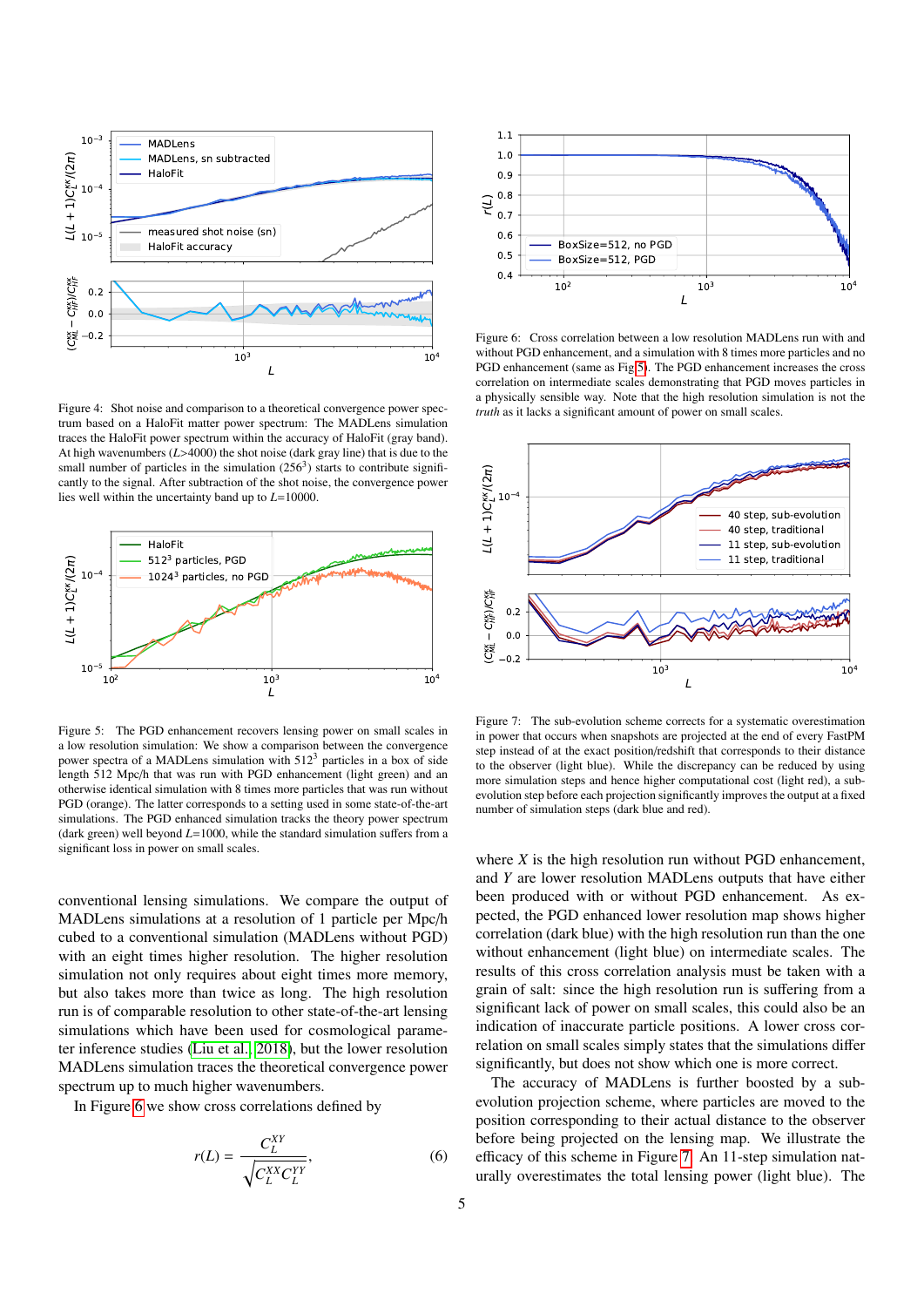Figure 4: Shot noise and comparison to a theoretical convergence power spectrum based on a HaloFit matter power spectrum: The MADLens simulation traces the HaloFit power spectrum within the accuracy of HaloFit (gray band). At high wavenumbers ($L$>4000) the shot noise (dark gray line) that is due to the small number of particles in the simulation ($256^3$) starts to contribute significantly to the signal. After subtraction of the shot noise, the convergence power lies well within the uncertainty band up to $L$=10000.

Figure 5: The PGD enhancement recovers lensing power on small scales in a low resolution simulation: We show a comparison between the convergence power spectra of a MADLens simulation with $512^3$ particles in a box of side length 512 Mpc/h that was run with PGD enhancement (light green) and an otherwise identical simulation with 8 times more particles that was run without PGD (orange). The latter corresponds to a setting used in some state-of-the-art simulations. The PGD enhanced simulation tracks the theory power spectrum (dark green) well beyond $L$=1000, while the standard simulation suffers from a significant loss in power on small scales.

conventional lensing simulations. We compare the output of MADLens simulations at a resolution of 1 particle per Mpc/h cubed to a conventional simulation (MADLens without PGD) with an eight times higher resolution. The higher resolution simulation not only requires about eight times more memory, but also takes more than twice as long. The high resolution run is of comparable resolution to other state-of-the-art lensing simulations which have been used for cosmological parameter inference studies (Liu et al., 2018), but the lower resolution MADLens simulation traces the theoretical convergence power spectrum up to much higher wavenumbers.

In Figure 6 we show cross correlations defined by

$$r(L) = \frac{C_L^{XY}}{\sqrt{C_L^{XX} C_L^{YY}}}, \tag{6}$$

Figure 6: Cross correlation between a low resolution MADLens run with and without PGD enhancement, and a simulation with 8 times more particles and no PGD enhancement (same as Fig 5). The PGD enhancement increases the cross correlation on intermediate scales demonstrating that PGD moves particles in a physically sensible way. Note that the high resolution simulation is not the *truth* as it lacks a significant amount of power on small scales.

Figure 7: The sub-evolution scheme corrects for a systematic overestimation in power that occurs when snapshots are projected at the end of every FastPM step instead of at the exact position/redshift that corresponds to their distance to the observer (light blue). While the discrepancy can be reduced by using more simulation steps and hence higher computational cost (light red), a sub-evolution step before each projection significantly improves the output at a fixed number of simulation steps (dark blue and red).

where $X$ is the high resolution run without PGD enhancement, and $Y$ are lower resolution MADLens outputs that have either been produced with or without PGD enhancement. As expected, the PGD enhanced lower resolution map shows higher correlation (dark blue) with the high resolution run than the one without enhancement (light blue) on intermediate scales. The results of this cross correlation analysis must be taken with a grain of salt: since the high resolution run is suffering from a significant lack of power on small scales, this could also be an indication of inaccurate particle positions. A lower cross correlation on small scales simply states that the simulations differ significantly, but does not show which one is more correct.

The accuracy of MADLens is further boosted by a sub-evolution projection scheme, where particles are moved to the position corresponding to their actual distance to the observer before being projected on the lensing map. We illustrate the efficacy of this scheme in Figure 7. An 11-step simulation naturally overestimates the total lensing power (light blue). The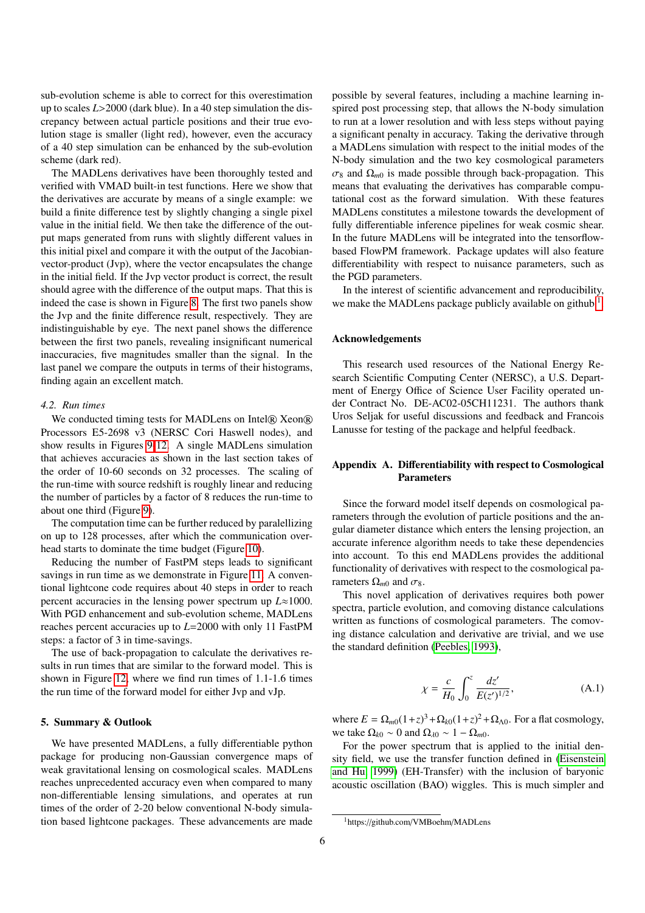sub-evolution scheme is able to correct for this overestimation up to scales $L$>2000 (dark blue). In a 40 step simulation the discrepancy between actual particle positions and their true evolution stage is smaller (light red), however, even the accuracy of a 40 step simulation can be enhanced by the sub-evolution scheme (dark red).

The MADLens derivatives have been thoroughly tested and verified with VMAD built-in test functions. Here we show that the derivatives are accurate by means of a single example: we build a finite difference test by slightly changing a single pixel value in the initial field. We then take the difference of the output maps generated from runs with slightly different values in this initial pixel and compare it with the output of the Jacobian-vector-product (Jvp), where the vector encapsulates the change in the initial field. If the Jvp vector product is correct, the result should agree with the difference of the output maps. That this is indeed the case is shown in Figure 8. The first two panels show the Jvp and the finite difference result, respectively. They are indistinguishable by eye. The next panel shows the difference between the first two panels, revealing insignificant numerical inaccuracies, five magnitudes smaller than the signal. In the last panel we compare the outputs in terms of their histograms, finding again an excellent match.

### 4.2. Run times

We conducted timing tests for MADLens on Intel® Xeon® Processors E5-2698 v3 (NERSC Cori Haswell nodes), and show results in Figures 9-12. A single MADLens simulation that achieves accuracies as shown in the last section takes of the order of 10-60 seconds on 32 processes. The scaling of the run-time with source redshift is roughly linear and reducing the number of particles by a factor of 8 reduces the run-time to about one third (Figure 9).

The computation time can be further reduced by paralellizing on up to 128 processes, after which the communication overhead starts to dominate the time budget (Figure 10).

Reducing the number of FastPM steps leads to significant savings in run time as we demonstrate in Figure 11. A conventional lightcone code requires about 40 steps in order to reach percent accuracies in the lensing power spectrum up $L$≈1000. With PGD enhancement and sub-evolution scheme, MADLens reaches percent accuracies up to $L$=2000 with only 11 FastPM steps: a factor of 3 in time-savings.

The use of back-propagation to calculate the derivatives results in run times that are similar to the forward model. This is shown in Figure 12, where we find run times of 1.1-1.6 times the run time of the forward model for either Jvp and vJp.

## 5. Summary & Outlook

We have presented MADLens, a fully differentiable python package for producing non-Gaussian convergence maps of weak gravitational lensing on cosmological scales. MADLens reaches unprecedented accuracy even when compared to many non-differentiable lensing simulations, and operates at run times of the order of 2-20 below conventional N-body simulation based lightcone packages. These advancements are made possible by several features, including a machine learning inspired post processing step, that allows the N-body simulation to run at a lower resolution and with less steps without paying a significant penalty in accuracy. Taking the derivative through a MADLens simulation with respect to the initial modes of the N-body simulation and the two key cosmological parameters $\sigma_8$ and $\Omega_{m0}$ is made possible through back-propagation. This means that evaluating the derivatives has comparable computational cost as the forward simulation. With these features MADLens constitutes a milestone towards the development of fully differentiable inference pipelines for weak cosmic shear. In the future MADLens will be integrated into the tensorflow-based FlowPM framework. Package updates will also feature differentiability with respect to nuisance parameters, such as the PGD parameters.

In the interest of scientific advancement and reproducibility, we make the MADLens package publicly available on github[1].

### Acknowledgements

This research used resources of the National Energy Research Scientific Computing Center (NERSC), a U.S. Department of Energy Office of Science User Facility operated under Contract No. DE-AC02-05CH11231. The authors thank Uros Seljak for useful discussions and feedback and Francois Lanusse for testing of the package and helpful feedback.

## Appendix A. Differentiability with respect to Cosmological Parameters

Since the forward model itself depends on cosmological parameters through the evolution of particle positions and the angular diameter distance which enters the lensing projection, an accurate inference algorithm needs to take these dependencies into account. To this end MADLens provides the additional functionality of derivatives with respect to the cosmological parameters $\Omega_{m0}$ and $\sigma_8$.

This novel application of derivatives requires both power spectra, particle evolution, and comoving distance calculations written as functions of cosmological parameters. The comoving distance calculation and derivative are trivial, and we use the standard definition (Peebles, 1993),

$$\chi = \frac{c}{H_0} \int_0^z \frac{dz'}{E(z')^{1/2}}, \tag{A.1}$$

where $E = \Omega_{m0}(1+z)^3 + \Omega_{k0}(1+z)^2 + \Omega_{\Lambda 0}$. For a flat cosmology, we take $\Omega_{k0} \sim 0$ and $\Omega_{\lambda 0} \sim 1 - \Omega_{m0}$.

For the power spectrum that is applied to the initial density field, we use the transfer function defined in (Eisenstein and Hu, 1999) (EH-Transfer) with the inclusion of baryonic acoustic oscillation (BAO) wiggles. This is much simpler and

[1] https://github.com/VMBoehm/MADLens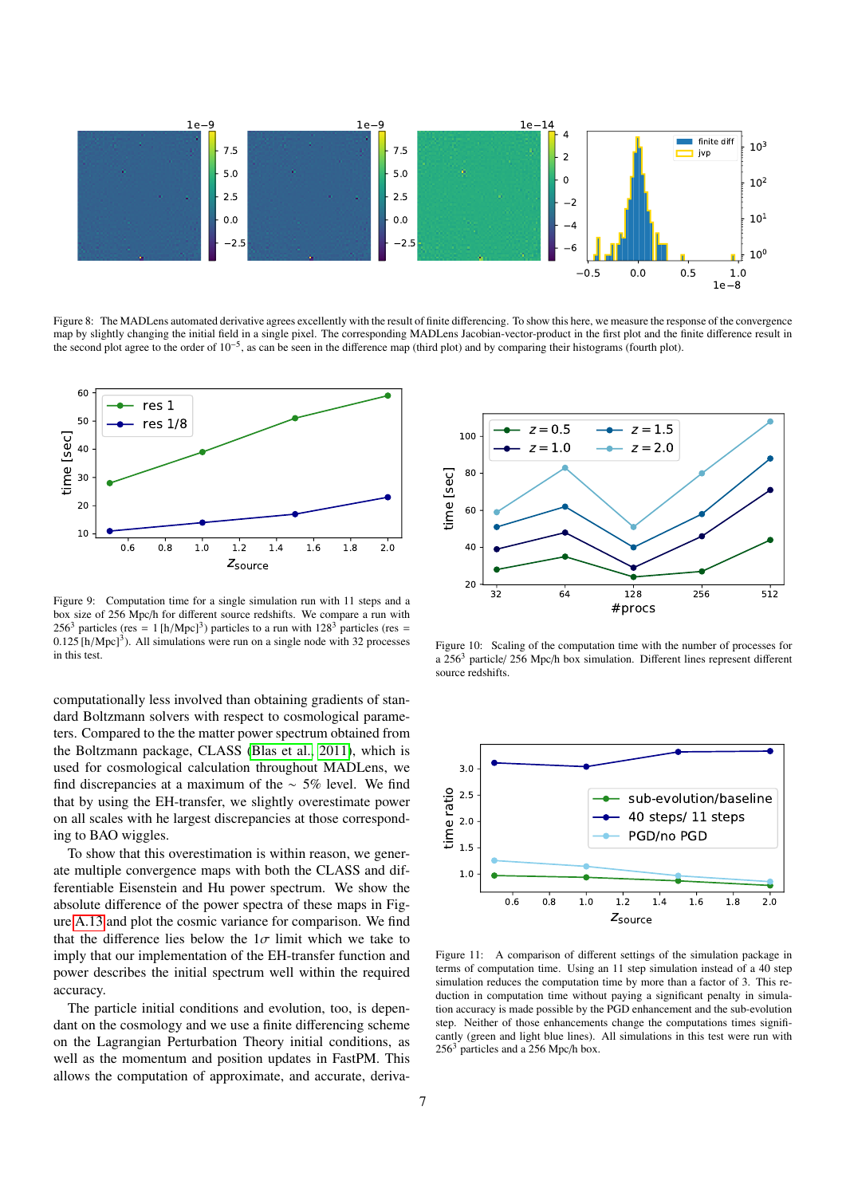Figure 8: The MADLens automated derivative agrees excellently with the result of finite differencing. To show this here, we measure the response of the convergence map by slightly changing the initial field in a single pixel. The corresponding MADLens Jacobian-vector-product in the first plot and the finite difference result in the second plot agree to the order of $10^{-5}$, as can be seen in the difference map (third plot) and by comparing their histograms (fourth plot).

Figure 9: Computation time for a single simulation run with 11 steps and a box size of 256 Mpc/h for different source redshifts. We compare a run with $256^3$ particles (res = 1 [h/Mpc]$^3$) particles to a run with $128^3$ particles (res = 0.125 [h/Mpc]$^3$). All simulations were run on a single node with 32 processes in this test.

Figure 10: Scaling of the computation time with the number of processes for a $256^3$ particle/ 256 Mpc/h box simulation. Different lines represent different source redshifts.

computationally less involved than obtaining gradients of standard Boltzmann solvers with respect to cosmological parameters. Compared to the the matter power spectrum obtained from the Boltzmann package, CLASS (Blas et al. 2011), which is used for cosmological calculation throughout MADLens, we find discrepancies at a maximum of the ~ 5% level. We find that by using the EH-transfer, we slightly overestimate power on all scales with he largest discrepancies at those corresponding to BAO wiggles.

To show that this overestimation is within reason, we generate multiple convergence maps with both the CLASS and differentiable Eisenstein and Hu power spectrum. We show the absolute difference of the power spectra of these maps in Figure A.13 and plot the cosmic variance for comparison. We find that the difference lies below the $1\sigma$ limit which we take to imply that our implementation of the EH-transfer function and power describes the initial spectrum well within the required accuracy.

The particle initial conditions and evolution, too, is dependant on the cosmology and we use a finite differencing scheme on the Lagrangian Perturbation Theory initial conditions, as well as the momentum and position updates in FastPM. This allows the computation of approximate, and accurate, deriva-

Figure 11: A comparison of different settings of the simulation package in terms of computation time. Using an 11 step simulation instead of a 40 step simulation reduces the computation time by more than a factor of 3. This reduction in computation time without paying a significant penalty in simulation accuracy is made possible by the PGD enhancement and the sub-evolution step. Neither of those enhancements change the computations times significantly (green and light blue lines). All simulations in this test were run with $256^3$ particles and a 256 Mpc/h box.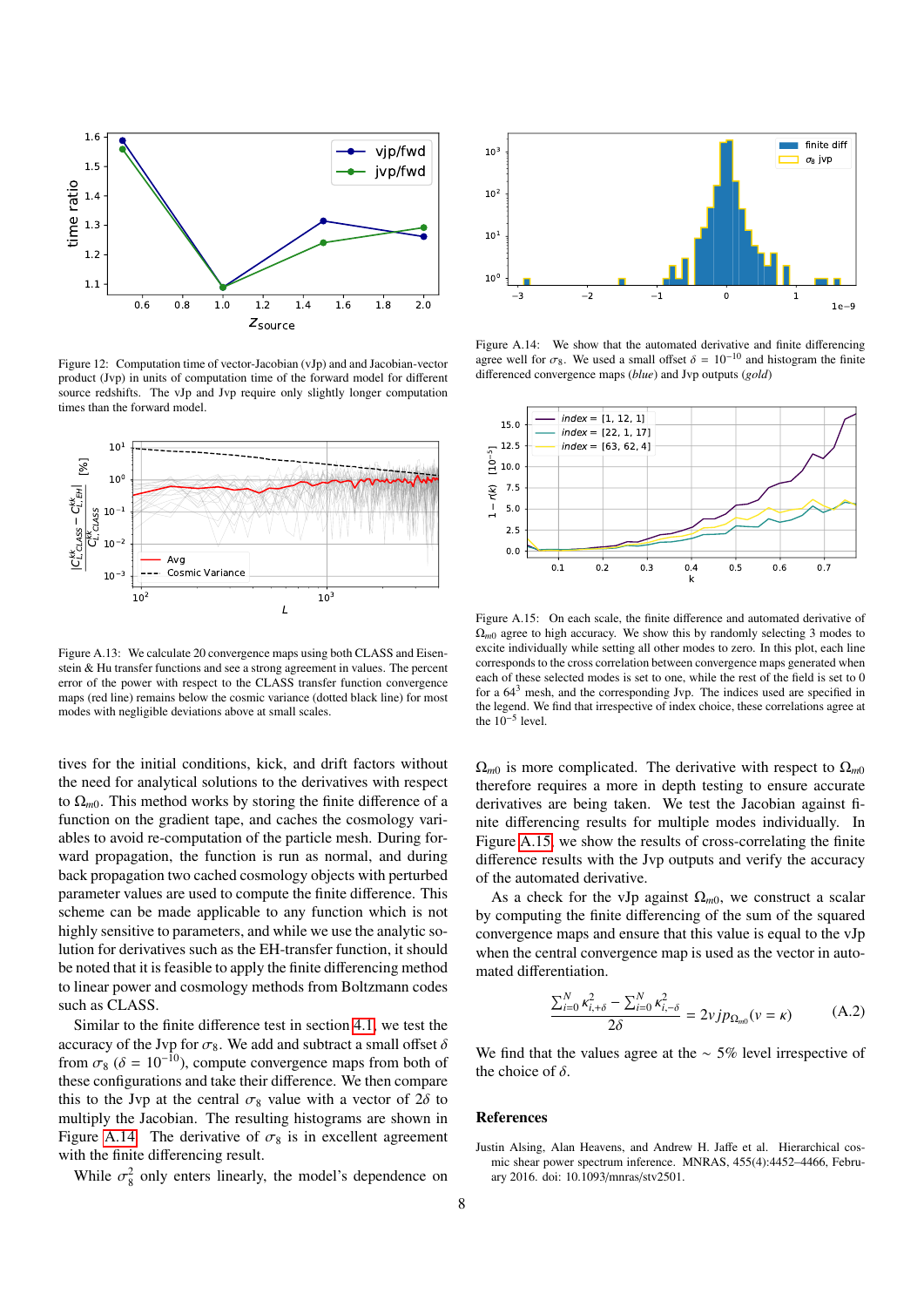Figure 12: Computation time of vector-Jacobian (vJp) and Jacobian-vector product (Jvp) in units of computation time of the forward model for different source redshifts. The vJp and Jvp require only slightly longer computation times than the forward model.

Figure A.13: We calculate 20 convergence maps using both CLASS and Eisenstein & Hu transfer functions and see a strong agreement in values. The percent error of the power with respect to the CLASS transfer function convergence maps (red line) remains below the cosmic variance (dotted black line) for most modes with negligible deviations above at small scales.

tives for the initial conditions, kick, and drift factors without the need for analytical solutions to the derivatives with respect to $\Omega_{m0}$. This method works by storing the finite difference of a function on the gradient tape, and caches the cosmology variables to avoid re-computation of the particle mesh. During forward propagation, the function is run as normal, and during back propagation two cached cosmology objects with perturbed parameter values are used to compute the finite difference. This scheme can be made applicable to any function which is not highly sensitive to parameters, and while we use the analytic solution for derivatives such as the EH-transfer function, it should be noted that it is feasible to apply the finite differencing method to linear power and cosmology methods from Boltzmann codes such as CLASS.

Similar to the finite difference test in section 4.1, we test the accuracy of the Jvp for $\sigma_8$. We add and subtract a small offset $\delta$ from $\sigma_8$ ($\delta = 10^{-10}$), compute convergence maps from both of these configurations and take their difference. We then compare this to the Jvp at the central $\sigma_8$ value with a vector of $2\delta$ to multiply the Jacobian. The resulting histograms are shown in Figure A.14. The derivative of $\sigma_8$ is in excellent agreement with the finite differencing result.

While $\sigma_8^2$ only enters linearly, the model's dependence on $\Omega_{m0}$ is more complicated. The derivative with respect to $\Omega_{m0}$ therefore requires a more in depth testing to ensure accurate derivatives are being taken. We test the Jacobian against finite differencing results for multiple modes individually. In Figure A.15, we show the results of cross-correlating the finite difference results with the Jvp outputs and verify the accuracy of the automated derivative.

Figure A.14: We show that the automated derivative and finite differencing agree well for $\sigma_8$. We used a small offset $\delta = 10^{-10}$ and histogram the finite differenced convergence maps (*blue*) and Jvp outputs (*gold*)

Figure A.15: On each scale, the finite difference and automated derivative of $\Omega_{m0}$ agree to high accuracy. We show this by randomly selecting 3 modes to excite individually while setting all other modes to zero. In this plot, each line corresponds to the cross correlation between convergence maps generated when each of these selected modes is set to one, while the rest of the field is set to 0 for a $64^3$ mesh, and the corresponding Jvp. The indices used are specified in the legend. We find that irrespective of index choice, these correlations agree at the $10^{-5}$ level.

As a check for the vJp against $\Omega_{m0}$, we construct a scalar by computing the finite differencing of the sum of the squared convergence maps and ensure that this value is equal to the vJp when the central convergence map is used as the vector in automated differentiation.

$$\frac{\sum_{i=0}^{N} \kappa_{i,+\delta}^2 - \sum_{i=0}^{N} \kappa_{i,-\delta}^2}{2\delta} = 2vjp_{\Omega_{m0}}(v = \kappa) \tag{A.2}$$

We find that the values agree at the $\sim 5\%$ level irrespective of the choice of $\delta$.

## References

Justin Alsing, Alan Heavens, and Andrew H. Jaffe et al. Hierarchical cosmic shear power spectrum inference. MNRAS, 455(4):4452–4466, February 2016. doi: 10.1093/mnras/stv2501.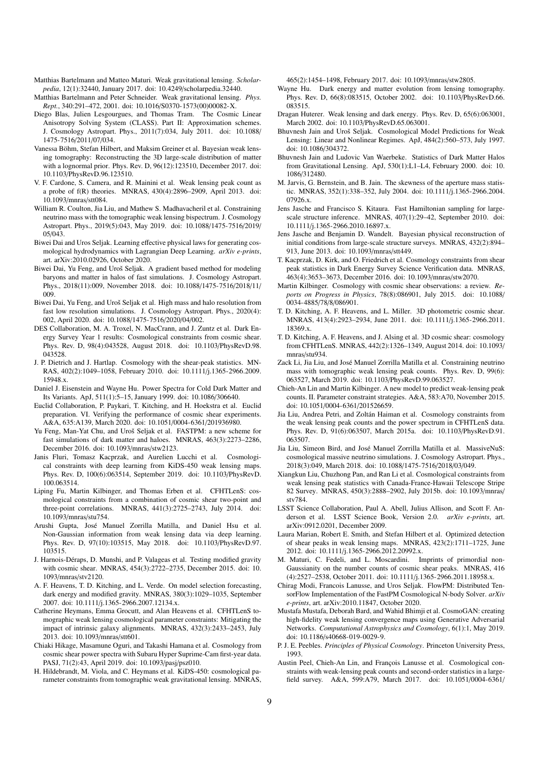Matthias Bartelmann and Matteo Maturi. Weak gravitational lensing. *Scholarpedia*, 12(1):32440, January 2017. doi: 10.4249/scholarpedia.32440.

Matthias Bartelmann and Peter Schneider. Weak gravitational lensing. *Phys. Rept.*, 340:291–472, 2001. doi: 10.1016/S0370-1573(00)00082-X.

Diego Blas, Julien Lesgourgues, and Thomas Tram. The Cosmic Linear Anisotropy Solving System (CLASS). Part II: Approximation schemes. J. Cosmology Astropart. Phys., 2011(7):034, July 2011. doi: 10.1088/1475-7516/2011/07/034.

Vanessa Böhm, Stefan Hilbert, and Maksim Greiner et al. Bayesian weak lensing tomography: Reconstructing the 3D large-scale distribution of matter with a lognormal prior. Phys. Rev. D, 96(12):123510, December 2017. doi: 10.1103/PhysRevD.96.123510.

V. F. Cardone, S. Camera, and R. Mainini et al. Weak lensing peak count as a probe of f(R) theories. MNRAS, 430(4):2896–2909, April 2013. doi: 10.1093/mnras/stt084.

William R. Coulton, Jia Liu, and Mathew S. Madhavacheril et al. Constraining neutrino mass with the tomographic weak lensing bispectrum. J. Cosmology Astropart. Phys., 2019(5):043, May 2019. doi: 10.1088/1475-7516/2019/05/043.

Biwei Dai and Uros Seljak. Learning effective physical laws for generating cosmological hydrodynamics with Lagrangian Deep Learning. *arXiv e-prints*, art. arXiv:2010.02926, October 2020.

Biwei Dai, Yu Feng, and Uroš Seljak. A gradient based method for modeling baryons and matter in halos of fast simulations. J. Cosmology Astropart. Phys., 2018(11):009, November 2018. doi: 10.1088/1475-7516/2018/11/009.

Biwei Dai, Yu Feng, and Uroš Seljak et al. High mass and halo resolution from fast low resolution simulations. J. Cosmology Astropart. Phys., 2020(4):002, April 2020. doi: 10.1088/1475-7516/2020/04/002.

DES Collaboration, M. A. Troxel, N. MacCrann, and J. Zuntz et al. Dark Energy Survey Year 1 results: Cosmological constraints from cosmic shear. Phys. Rev. D, 98(4):043528, August 2018. doi: 10.1103/PhysRevD.98.043528.

J. P. Dietrich and J. Hartlap. Cosmology with the shear-peak statistics. MNRAS, 402(2):1049–1058, February 2010. doi: 10.1111/j.1365-2966.2009.15948.x.

Daniel J. Eisenstein and Wayne Hu. Power Spectra for Cold Dark Matter and Its Variants. ApJ, 511(1):5–15, January 1999. doi: 10.1086/306640.

Euclid Collaboration, P. Paykari, T. Kitching, and H. Hoekstra et al. Euclid preparation. VI. Verifying the performance of cosmic shear experiments. A&A, 635:A139, March 2020. doi: 10.1051/0004-6361/201936980.

Yu Feng, Man-Yat Chu, and Uroš Seljak et al. FASTPM: a new scheme for fast simulations of dark matter and haloes. MNRAS, 463(3):2273–2286, December 2016. doi: 10.1093/mnras/stw2123.

Janis Fluri, Tomasz Kacprzak, and Aurelien Lucchi et al. Cosmological constraints with deep learning from KiDS-450 weak lensing maps. Phys. Rev. D, 100(6):063514, September 2019. doi: 10.1103/PhysRevD.100.063514.

Liping Fu, Martin Kilbinger, and Thomas Erben et al. CFHTLenS: cosmological constraints from a combination of cosmic shear two-point and three-point correlations. MNRAS, 441(3):2725–2743, July 2014. doi: 10.1093/mnras/stu754.

Arushi Gupta, José Manuel Zorrilla Matilla, and Daniel Hsu et al. Non-Gaussian information from weak lensing data via deep learning. Phys. Rev. D, 97(10):103515, May 2018. doi: 10.1103/PhysRevD.97.103515.

J. Harnois-Déraps, D. Munshi, and P. Valageas et al. Testing modified gravity with cosmic shear. MNRAS, 454(3):2722–2735, December 2015. doi: 10.1093/mnras/stv2120.

A. F. Heavens, T. D. Kitching, and L. Verde. On model selection forecasting, dark energy and modified gravity. MNRAS, 380(3):1029–1035, September 2007. doi: 10.1111/j.1365-2966.2007.12134.x.

Catherine Heymans, Emma Grocutt, and Alan Heavens et al. CFHTLenS tomographic weak lensing cosmological parameter constraints: Mitigating the impact of intrinsic galaxy alignments. MNRAS, 432(3):2433–2453, July 2013. doi: 10.1093/mnras/stt601.

Chiaki Hikage, Masamune Oguri, and Takashi Hamana et al. Cosmology from cosmic shear power spectra with Subaru Hyper Suprime-Cam first-year data. PASJ, 71(2):43, April 2019. doi: 10.1093/pasj/psz010.

H. Hildebrandt, M. Viola, and C. Heymans et al. KiDS-450: cosmological parameter constraints from tomographic weak gravitational lensing. MNRAS, 465(2):1454–1498, February 2017. doi: 10.1093/mnras/stw2805.

Wayne Hu. Dark energy and matter evolution from lensing tomography. Phys. Rev. D, 66(8):083515, October 2002. doi: 10.1103/PhysRevD.66.083515.

Dragan Huterer. Weak lensing and dark energy. Phys. Rev. D, 65(6):063001, March 2002. doi: 10.1103/PhysRevD.65.063001.

Bhuvnesh Jain and Uroš Seljak. Cosmological Model Predictions for Weak Lensing: Linear and Nonlinear Regimes. ApJ, 484(2):560–573, July 1997. doi: 10.1086/304372.

Bhuvnesh Jain and Ludovic Van Waerbeke. Statistics of Dark Matter Halos from Gravitational Lensing. ApJ, 530(1):L1–L4, February 2000. doi: 10.1086/312480.

M. Jarvis, G. Bernstein, and B. Jain. The skewness of the aperture mass statistic. MNRAS, 352(1):338–352, July 2004. doi: 10.1111/j.1365-2966.2004.07926.x.

Jens Jasche and Francisco S. Kitaura. Fast Hamiltonian sampling for large-scale structure inference. MNRAS, 407(1):29–42, September 2010. doi: 10.1111/j.1365-2966.2010.16897.x.

Jens Jasche and Benjamin D. Wandelt. Bayesian physical reconstruction of initial conditions from large-scale structure surveys. MNRAS, 432(2):894–913, June 2013. doi: 10.1093/mnras/stt449.

T. Kacprzak, D. Kirk, and O. Friedrich et al. Cosmology constraints from shear peak statistics in Dark Energy Survey Science Verification data. MNRAS, 463(4):3653–3673, December 2016. doi: 10.1093/mnras/stw2070.

Martin Kilbinger. Cosmology with cosmic shear observations: a review. *Reports on Progress in Physics*, 78(8):086901, July 2015. doi: 10.1088/0034-4885/78/8/086901.

T. D. Kitching, A. F. Heavens, and L. Miller. 3D photometric cosmic shear. MNRAS, 413(4):2923–2934, June 2011. doi: 10.1111/j.1365-2966.2011.18369.x.

T. D. Kitching, A. F. Heavens, and J. Alsing et al. 3D cosmic shear: cosmology from CFHTLenS. MNRAS, 442(2):1326–1349, August 2014. doi: 10.1093/mnras/stu934.

Zack Li, Jia Liu, and José Manuel Zorrilla Matilla et al. Constraining neutrino mass with tomographic weak lensing peak counts. Phys. Rev. D, 99(6):063527, March 2019. doi: 10.1103/PhysRevD.99.063527.

Chieh-An Lin and Martin Kilbinger. A new model to predict weak-lensing peak counts. II. Parameter constraint strategies. A&A, 583:A70, November 2015. doi: 10.1051/0004-6361/201526659.

Jia Liu, Andrea Petri, and Zoltán Haiman et al. Cosmology constraints from the weak lensing peak counts and the power spectrum in CFHTLenS data. Phys. Rev. D, 91(6):063507, March 2015a. doi: 10.1103/PhysRevD.91.063507.

Jia Liu, Simeon Bird, and José Manuel Zorrilla Matilla et al. MassiveNuS: cosmological massive neutrino simulations. J. Cosmology Astropart. Phys., 2018(3):049, March 2018. doi: 10.1088/1475-7516/2018/03/049.

Xiangkun Liu, Chuzhong Pan, and Ran Li et al. Cosmological constraints from weak lensing peak statistics with Canada-France-Hawaii Telescope Stripe 82 Survey. MNRAS, 450(3):2888–2902, July 2015b. doi: 10.1093/mnras/stv784.

LSST Science Collaboration, Paul A. Abell, Julius Allison, and Scott F. Anderson et al. LSST Science Book, Version 2.0. *arXiv e-prints*, art. arXiv:0912.0201, December 2009.

Laura Marian, Robert E. Smith, and Stefan Hilbert et al. Optimized detection of shear peaks in weak lensing maps. MNRAS, 423(2):1711–1725, June 2012. doi: 10.1111/j.1365-2966.2012.20992.x.

M. Maturi, C. Fedeli, and L. Moscardini. Imprints of primordial non-Gaussianity on the number counts of cosmic shear peaks. MNRAS, 416(4):2527–2538, October 2011. doi: 10.1111/j.1365-2966.2011.18958.x.

Chirag Modi, Francois Lanusse, and Uros Seljak. FlowPM: Distributed TensorFlow Implementation of the FastPM Cosmological N-body Solver. *arXiv e-prints*, art. arXiv:2010.11847, October 2020.

Mustafa Mustafa, Deborah Bard, and Wahid Bhimji et al. CosmoGAN: creating high-fidelity weak lensing convergence maps using Generative Adversarial Networks. *Computational Astrophysics and Cosmology*, 6(1):1, May 2019. doi: 10.1186/s40668-019-0029-9.

P. J. E. Peebles. *Principles of Physical Cosmology*. Princeton University Press, 1993.

Austin Peel, Chieh-An Lin, and François Lanusse et al. Cosmological constraints with weak-lensing peak counts and second-order statistics in a large-field survey. A&A, 599:A79, March 2017. doi: 10.1051/0004-6361/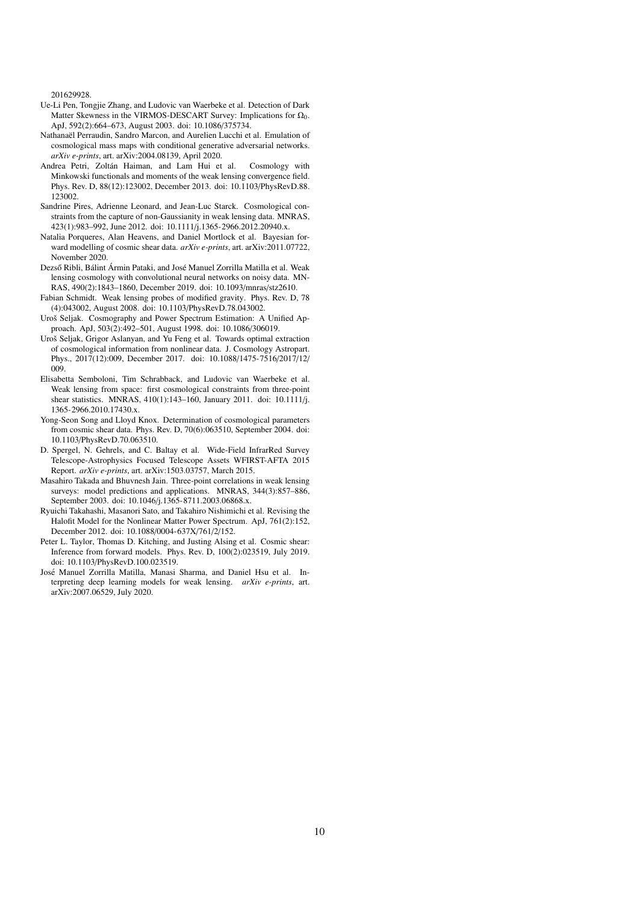201629928.

Ue-Li Pen, Tongjie Zhang, and Ludovic van Waerbeke et al. Detection of Dark Matter Skewness in the VIRMOS-DESCART Survey: Implications for $\Omega_0$. ApJ, 592(2):664–673, August 2003. doi: 10.1086/375734.

Nathanaël Perraudin, Sandro Marcon, and Aurelien Lucchi et al. Emulation of cosmological mass maps with conditional generative adversarial networks. *arXiv e-prints*, art. arXiv:2004.08139, April 2020.

Andrea Petri, Zoltán Haiman, and Lam Hui et al. Cosmology with Minkowski functionals and moments of the weak lensing convergence field. Phys. Rev. D, 88(12):123002, December 2013. doi: 10.1103/PhysRevD.88.123002.

Sandrine Pires, Adrienne Leonard, and Jean-Luc Starck. Cosmological constraints from the capture of non-Gaussianity in weak lensing data. MNRAS, 423(1):983–992, June 2012. doi: 10.1111/j.1365-2966.2012.20940.x.

Natalia Porqueres, Alan Heavens, and Daniel Mortlock et al. Bayesian forward modelling of cosmic shear data. *arXiv e-prints*, art. arXiv:2011.07722, November 2020.

Dezső Ribli, Bálint Ármin Pataki, and José Manuel Zorrilla Matilla et al. Weak lensing cosmology with convolutional neural networks on noisy data. MNRAS, 490(2):1843–1860, December 2019. doi: 10.1093/mnras/stz2610.

Fabian Schmidt. Weak lensing probes of modified gravity. Phys. Rev. D, 78 (4):043002, August 2008. doi: 10.1103/PhysRevD.78.043002.

Uroš Seljak. Cosmography and Power Spectrum Estimation: A Unified Approach. ApJ, 503(2):492–501, August 1998. doi: 10.1086/306019.

Uroš Seljak, Grigor Aslanyan, and Yu Feng et al. Towards optimal extraction of cosmological information from nonlinear data. J. Cosmology Astropart. Phys., 2017(12):009, December 2017. doi: 10.1088/1475-7516/2017/12/009.

Elisabetta Semboloni, Tim Schrabback, and Ludovic van Waerbeke et al. Weak lensing from space: first cosmological constraints from three-point shear statistics. MNRAS, 410(1):143–160, January 2011. doi: 10.1111/j.1365-2966.2010.17430.x.

Yong-Seon Song and Lloyd Knox. Determination of cosmological parameters from cosmic shear data. Phys. Rev. D, 70(6):063510, September 2004. doi: 10.1103/PhysRevD.70.063510.

D. Spergel, N. Gehrels, and C. Baltay et al. Wide-Field InfrarRed Survey Telescope-Astrophysics Focused Telescope Assets WFIRST-AFTA 2015 Report. *arXiv e-prints*, art. arXiv:1503.03757, March 2015.

Masahiro Takada and Bhuvnesh Jain. Three-point correlations in weak lensing surveys: model predictions and applications. MNRAS, 344(3):857–886, September 2003. doi: 10.1046/j.1365-8711.2003.06868.x.

Ryuichi Takahashi, Masanori Sato, and Takahiro Nishimichi et al. Revising the Halofit Model for the Nonlinear Matter Power Spectrum. ApJ, 761(2):152, December 2012. doi: 10.1088/0004-637X/761/2/152.

Peter L. Taylor, Thomas D. Kitching, and Justing Alsing et al. Cosmic shear: Inference from forward models. Phys. Rev. D, 100(2):023519, July 2019. doi: 10.1103/PhysRevD.100.023519.

José Manuel Zorrilla Matilla, Manasi Sharma, and Daniel Hsu et al. Interpreting deep learning models for weak lensing. *arXiv e-prints*, art. arXiv:2007.06529, July 2020.